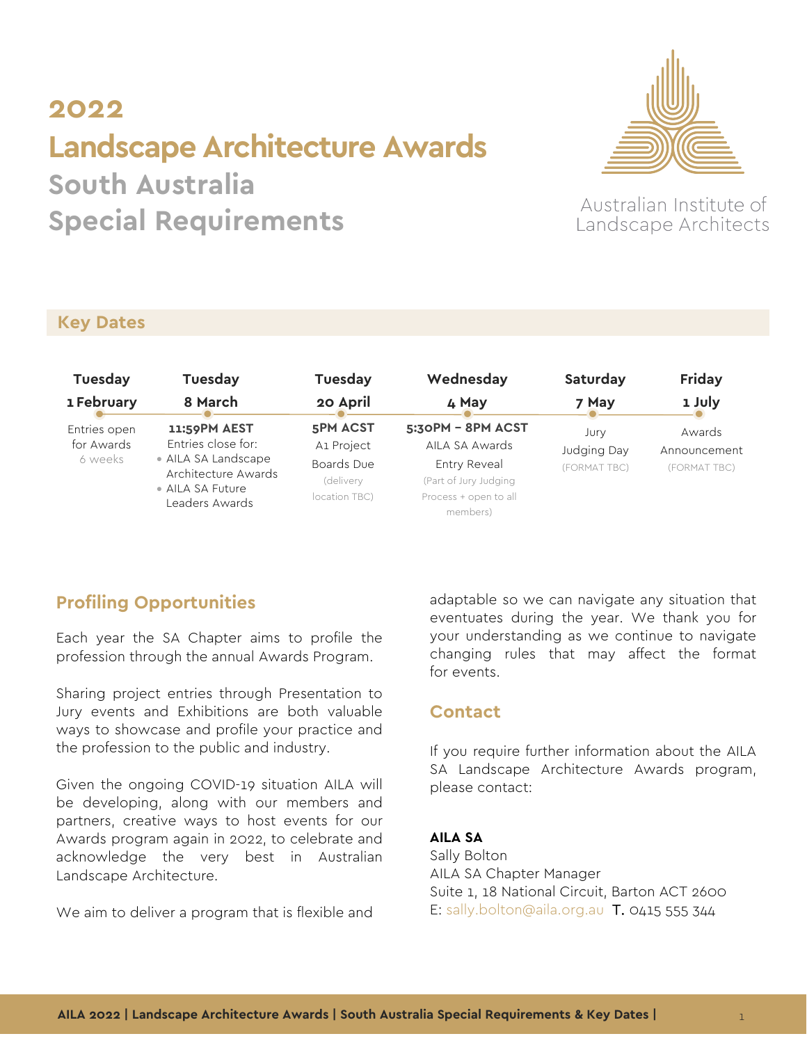# 2022 Landscape Architecture Awards

## South Australia Special Requirements

Australian Institute of Landscape Architects

## Key Dates

| Tuesday 1 February | Tuesday 8 March | Tuesday 20 April | Wednesday 4 May | Saturday 7 May | Friday 1 July |
|---|---|---|---|---|---|
| Entries open for Awards<br>6 weeks | **11:59PM AEST**<br>Entries close for:<br>• AILA SA Landscape Architecture Awards<br>• AILA SA Future Leaders Awards | **5PM ACST**<br>A1 Project Boards Due<br>(delivery location TBC) | **5:30PM – 8PM ACST**<br>AILA SA Awards Entry Reveal<br>(Part of Jury Judging Process + open to all members) | Jury Judging Day<br>(FORMAT TBC) | Awards Announcement<br>(FORMAT TBC) |

## Profiling Opportunities

Each year the SA Chapter aims to profile the profession through the annual Awards Program.

Sharing project entries through Presentation to Jury events and Exhibitions are both valuable ways to showcase and profile your practice and the profession to the public and industry.

Given the ongoing COVID-19 situation AILA will be developing, along with our members and partners, creative ways to host events for our Awards program again in 2022, to celebrate and acknowledge the very best in Australian Landscape Architecture.

We aim to deliver a program that is flexible and adaptable so we can navigate any situation that eventuates during the year. We thank you for your understanding as we continue to navigate changing rules that may affect the format for events.

## Contact

If you require further information about the AILA SA Landscape Architecture Awards program, please contact:

**AILA SA**
Sally Bolton
AILA SA Chapter Manager
Suite 1, 18 National Circuit, Barton ACT 2600
E: sally.bolton@aila.org.au T. 0415 555 344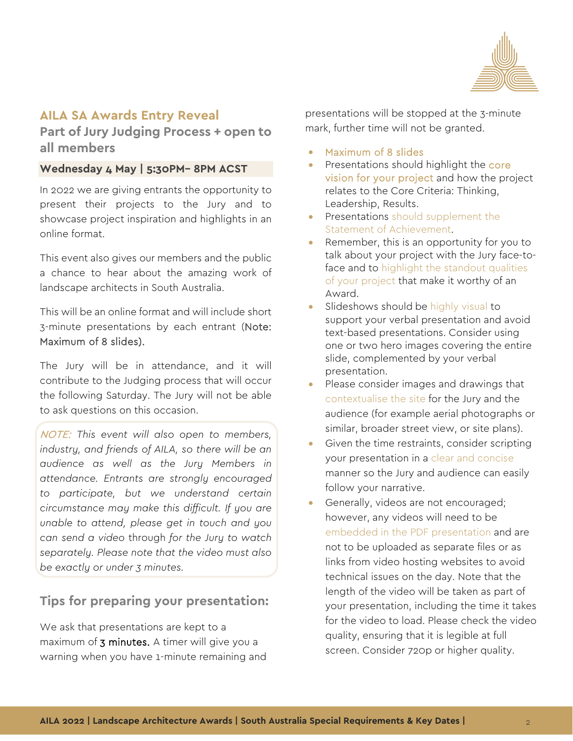## AILA SA Awards Entry Reveal

### Part of Jury Judging Process + open to all members

**Wednesday 4 May | 5:30PM– 8PM ACST**

In 2022 we are giving entrants the opportunity to present their projects to the Jury and to showcase project inspiration and highlights in an online format.

This event also gives our members and the public a chance to hear about the amazing work of landscape architects in South Australia.

This will be an online format and will include short 3-minute presentations by each entrant (Note: Maximum of 8 slides).

The Jury will be in attendance, and it will contribute to the Judging process that will occur the following Saturday. The Jury will not be able to ask questions on this occasion.

*NOTE: This event will also open to members, industry, and friends of AILA, so there will be an audience as well as the Jury Members in attendance. Entrants are strongly encouraged to participate, but we understand certain circumstance may make this difficult. If you are unable to attend, please get in touch and you can send a video through for the Jury to watch separately. Please note that the video must also be exactly or under 3 minutes.*

## Tips for preparing your presentation:

We ask that presentations are kept to a maximum of 3 minutes. A timer will give you a warning when you have 1-minute remaining and presentations will be stopped at the 3-minute mark, further time will not be granted.

- Maximum of 8 slides
- Presentations should highlight the core vision for your project and how the project relates to the Core Criteria: Thinking, Leadership, Results.
- Presentations should supplement the Statement of Achievement.
- Remember, this is an opportunity for you to talk about your project with the Jury face-to-face and to highlight the standout qualities of your project that make it worthy of an Award.
- Slideshows should be highly visual to support your verbal presentation and avoid text-based presentations. Consider using one or two hero images covering the entire slide, complemented by your verbal presentation.
- Please consider images and drawings that contextualise the site for the Jury and the audience (for example aerial photographs or similar, broader street view, or site plans).
- Given the time restraints, consider scripting your presentation in a clear and concise manner so the Jury and audience can easily follow your narrative.
- Generally, videos are not encouraged; however, any videos will need to be embedded in the PDF presentation and are not to be uploaded as separate files or as links from video hosting websites to avoid technical issues on the day. Note that the length of the video will be taken as part of your presentation, including the time it takes for the video to load. Please check the video quality, ensuring that it is legible at full screen. Consider 720p or higher quality.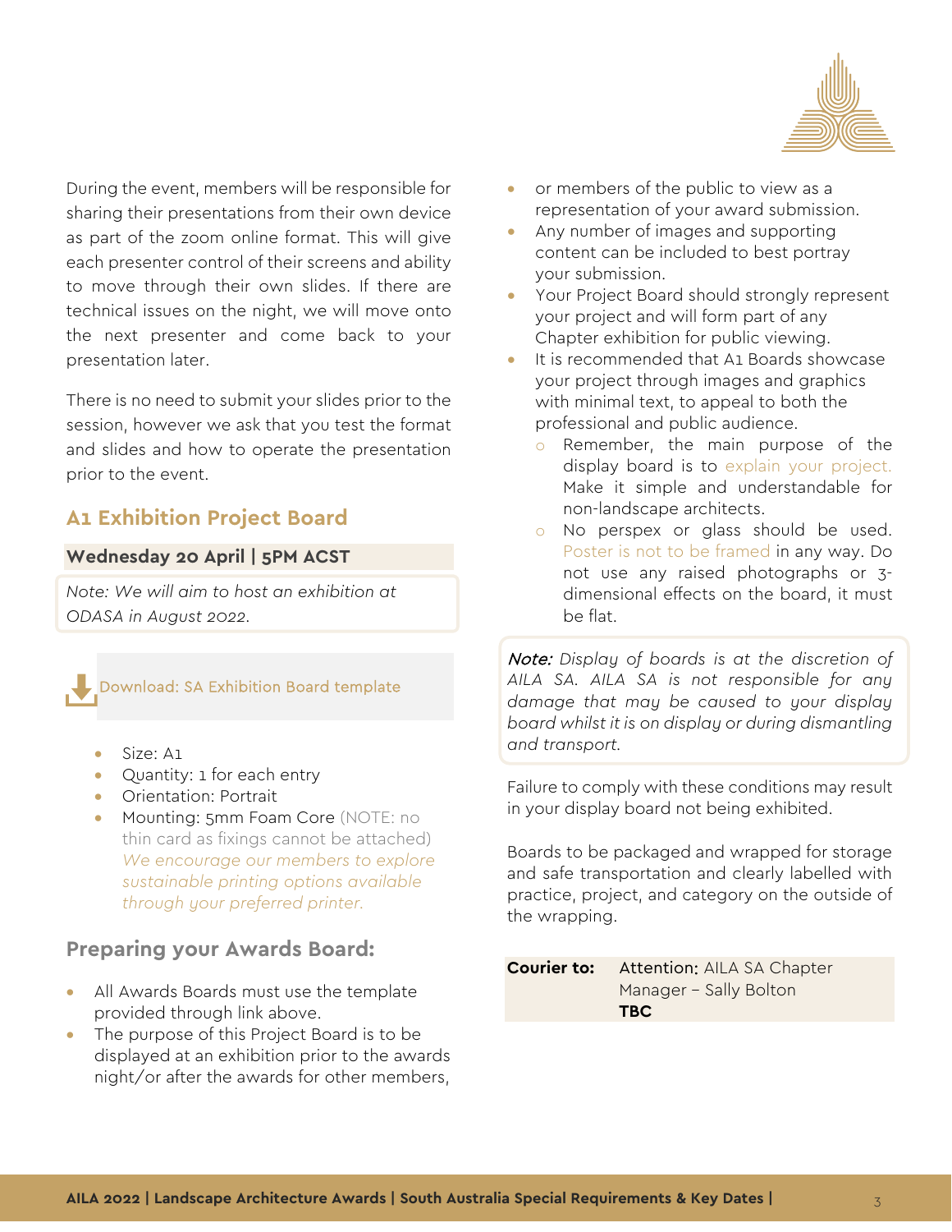During the event, members will be responsible for sharing their presentations from their own device as part of the zoom online format. This will give each presenter control of their screens and ability to move through their own slides. If there are technical issues on the night, we will move onto the next presenter and come back to your presentation later.

There is no need to submit your slides prior to the session, however we ask that you test the format and slides and how to operate the presentation prior to the event.

## A1 Exhibition Project Board

**Wednesday 20 April | 5PM ACST**

*Note: We will aim to host an exhibition at ODASA in August 2022.*

Download: SA Exhibition Board template

- Size: A1
- Quantity: 1 for each entry
- Orientation: Portrait
- Mounting: 5mm Foam Core (NOTE: no thin card as fixings cannot be attached) *We encourage our members to explore sustainable printing options available through your preferred printer.*

## Preparing your Awards Board:

- All Awards Boards must use the template provided through link above.
- The purpose of this Project Board is to be displayed at an exhibition prior to the awards night/or after the awards for other members, or members of the public to view as a representation of your award submission.
- Any number of images and supporting content can be included to best portray your submission.
- Your Project Board should strongly represent your project and will form part of any Chapter exhibition for public viewing.
- It is recommended that A1 Boards showcase your project through images and graphics with minimal text, to appeal to both the professional and public audience.
  - Remember, the main purpose of the display board is to explain your project. Make it simple and understandable for non-landscape architects.
  - No perspex or glass should be used. Poster is not to be framed in any way. Do not use any raised photographs or 3-dimensional effects on the board, it must be flat.

*Note: Display of boards is at the discretion of AILA SA. AILA SA is not responsible for any damage that may be caused to your display board whilst it is on display or during dismantling and transport.*

Failure to comply with these conditions may result in your display board not being exhibited.

Boards to be packaged and wrapped for storage and safe transportation and clearly labelled with practice, project, and category on the outside of the wrapping.

| | |
|---|---|
| **Courier to:** | Attention: AILA SA Chapter Manager – Sally Bolton<br>**TBC** |